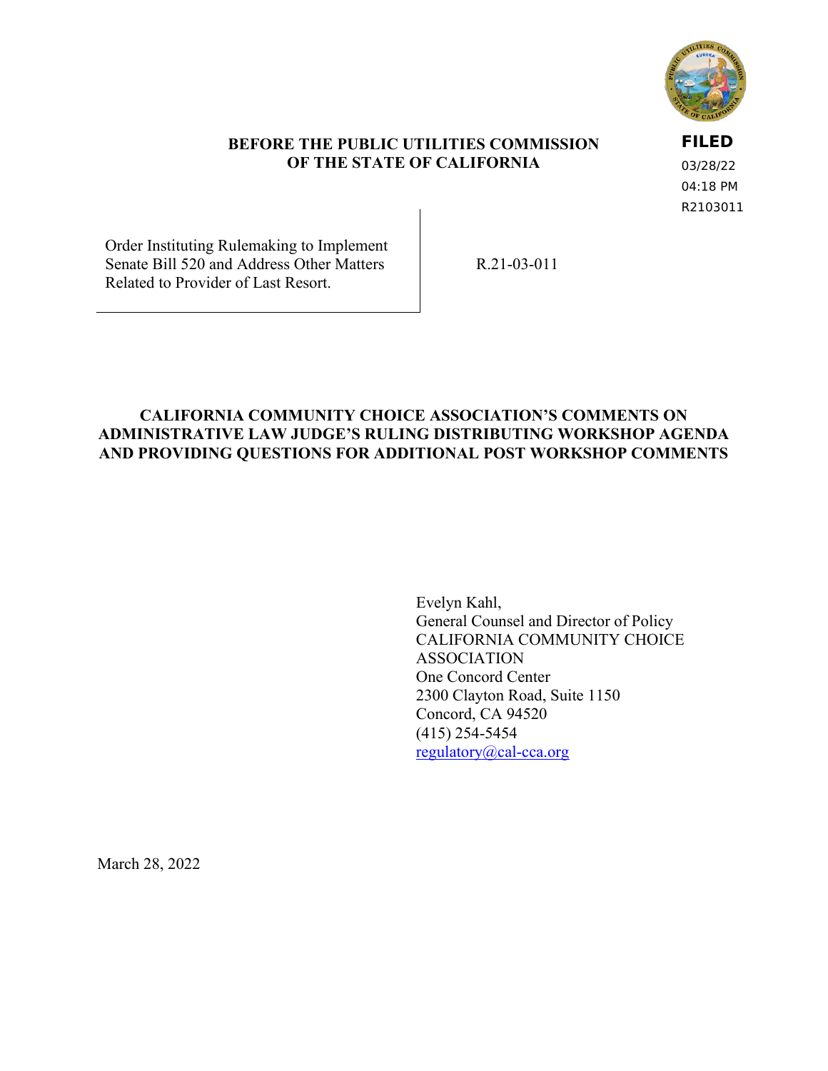**BEFORE THE PUBLIC UTILITIES COMMISSION
OF THE STATE OF CALIFORNIA**

**FILED**
03/28/22
04:18 PM
R2103011

| Order Instituting Rulemaking to Implement Senate Bill 520 and Address Other Matters Related to Provider of Last Resort. | R.21-03-011 |
|---|---|

# CALIFORNIA COMMUNITY CHOICE ASSOCIATION'S COMMENTS ON ADMINISTRATIVE LAW JUDGE'S RULING DISTRIBUTING WORKSHOP AGENDA AND PROVIDING QUESTIONS FOR ADDITIONAL POST WORKSHOP COMMENTS

Evelyn Kahl,
General Counsel and Director of Policy
CALIFORNIA COMMUNITY CHOICE ASSOCIATION
One Concord Center
2300 Clayton Road, Suite 1150
Concord, CA 94520
(415) 254-5454
regulatory@cal-cca.org

March 28, 2022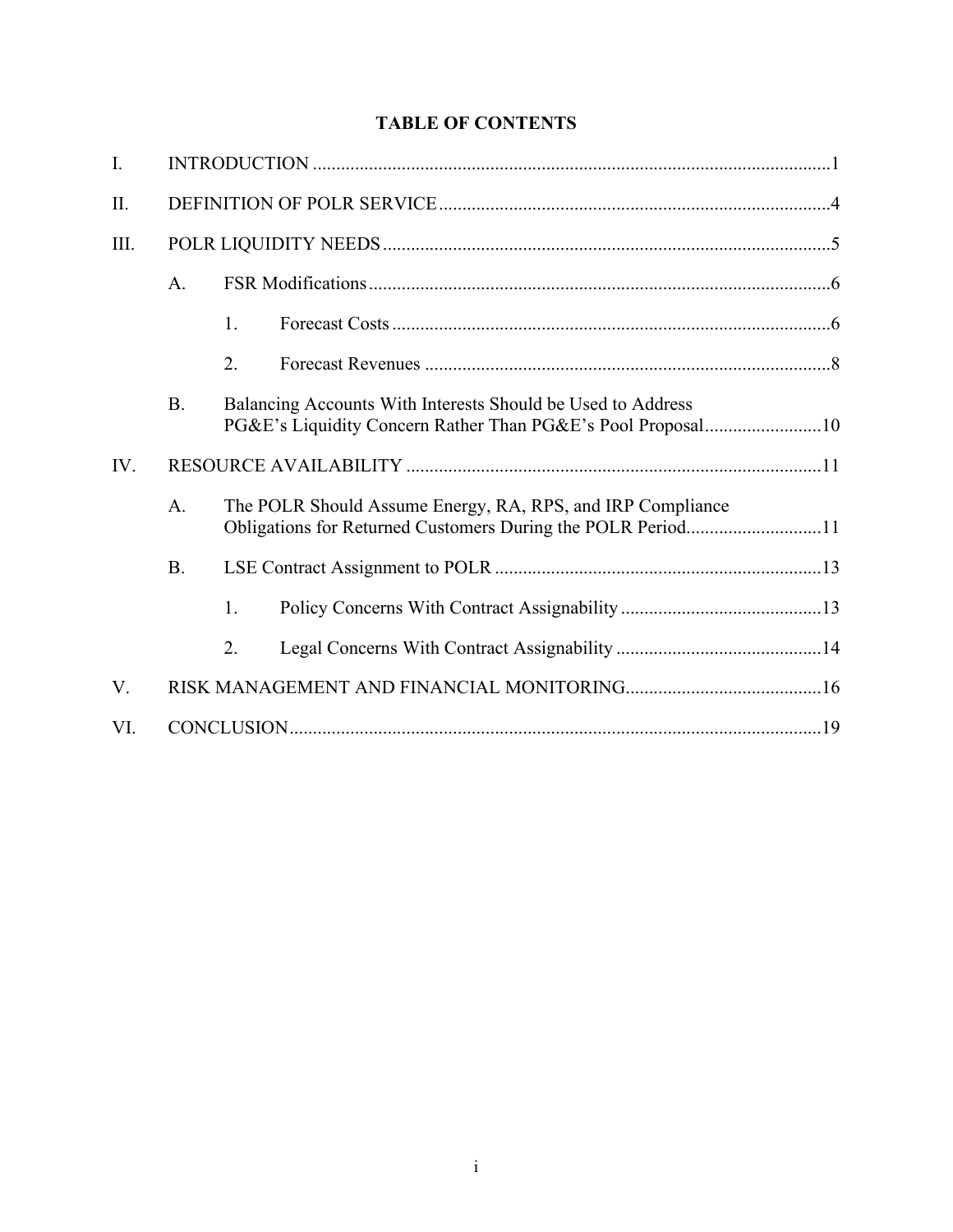**TABLE OF CONTENTS**

I. INTRODUCTION ... 1

II. DEFINITION OF POLR SERVICE ... 4

III. POLR LIQUIDITY NEEDS ... 5

- A. FSR Modifications ... 6
  - 1. Forecast Costs ... 6
  - 2. Forecast Revenues ... 8
- B. Balancing Accounts With Interests Should be Used to Address PG&E's Liquidity Concern Rather Than PG&E's Pool Proposal ... 10

IV. RESOURCE AVAILABILITY ... 11

- A. The POLR Should Assume Energy, RA, RPS, and IRP Compliance Obligations for Returned Customers During the POLR Period ... 11
- B. LSE Contract Assignment to POLR ... 13
  - 1. Policy Concerns With Contract Assignability ... 13
  - 2. Legal Concerns With Contract Assignability ... 14

V. RISK MANAGEMENT AND FINANCIAL MONITORING ... 16

VI. CONCLUSION ... 19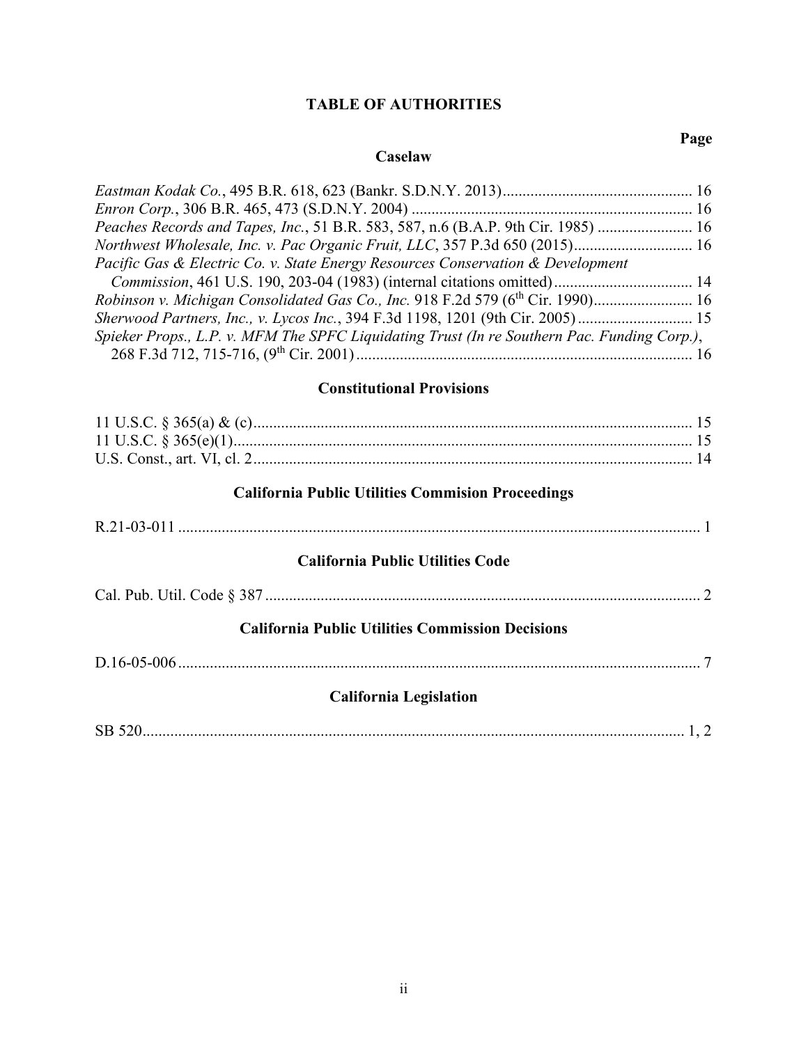# TABLE OF AUTHORITIES

**Page**

## Caselaw

*Eastman Kodak Co.*, 495 B.R. 618, 623 (Bankr. S.D.N.Y. 2013)................................................ 16
*Enron Corp.*, 306 B.R. 465, 473 (S.D.N.Y. 2004) ....................................................................... 16
*Peaches Records and Tapes, Inc.*, 51 B.R. 583, 587, n.6 (B.A.P. 9th Cir. 1985) ........................ 16
*Northwest Wholesale, Inc. v. Pac Organic Fruit, LLC*, 357 P.3d 650 (2015).............................. 16
*Pacific Gas & Electric Co. v. State Energy Resources Conservation & Development Commission*, 461 U.S. 190, 203-04 (1983) (internal citations omitted)................................... 14
*Robinson v. Michigan Consolidated Gas Co., Inc.* 918 F.2d 579 (6th Cir. 1990)......................... 16
*Sherwood Partners, Inc., v. Lycos Inc.*, 394 F.3d 1198, 1201 (9th Cir. 2005)............................. 15
*Spieker Props., L.P. v. MFM The SPFC Liquidating Trust (In re Southern Pac. Funding Corp.)*, 268 F.3d 712, 715-716, (9th Cir. 2001)..................................................................................... 16

## Constitutional Provisions

11 U.S.C. § 365(a) & (c)............................................................................................................... 15
11 U.S.C. § 365(e)(1).................................................................................................................... 15
U.S. Const., art. VI, cl. 2............................................................................................................... 14

## California Public Utilities Commision Proceedings

R.21-03-011 .................................................................................................................................... 1

## California Public Utilities Code

Cal. Pub. Util. Code § 387 .............................................................................................................. 2

## California Public Utilities Commission Decisions

D.16-05-006.................................................................................................................................... 7

## California Legislation

SB 520......................................................................................................................................... 1, 2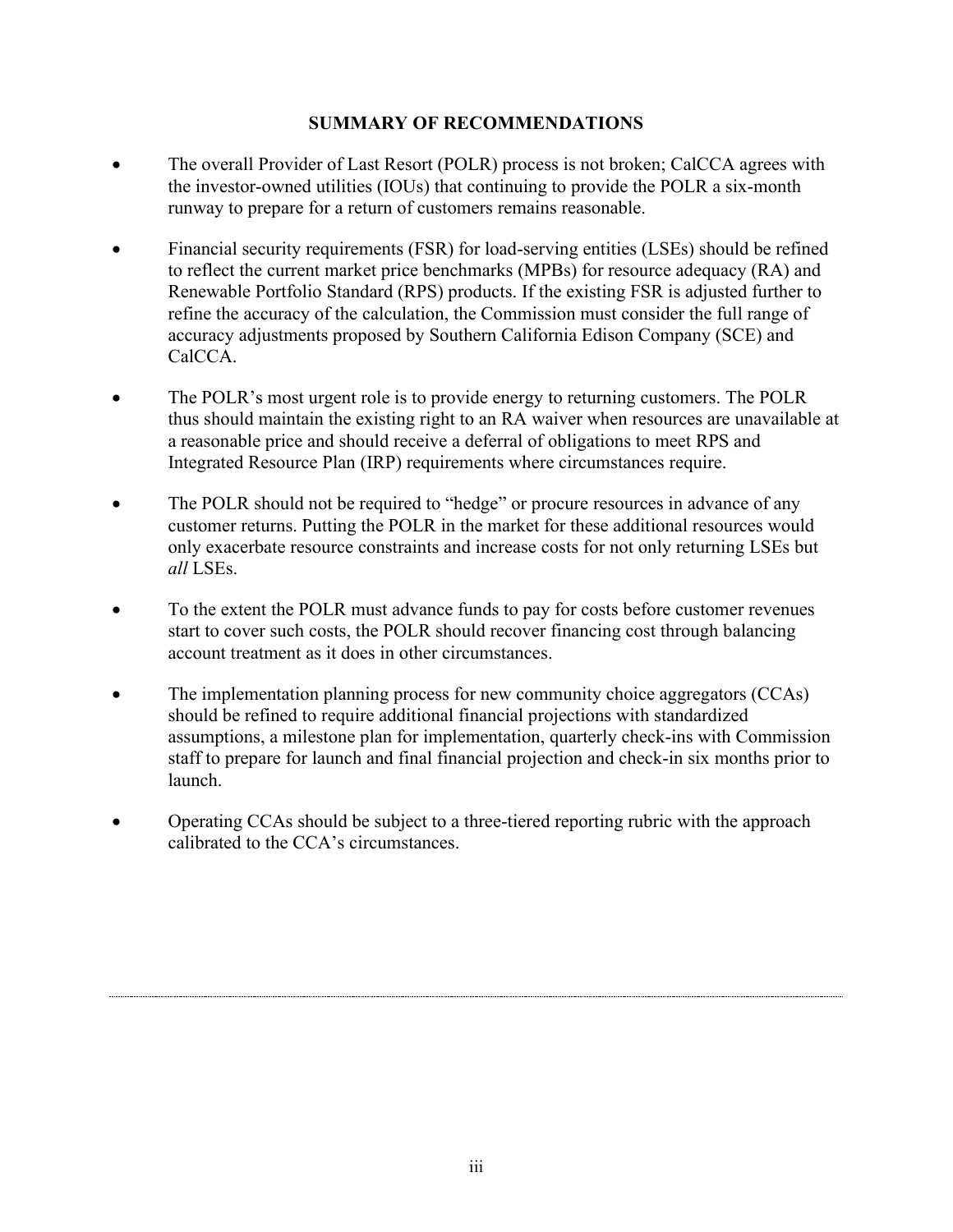## SUMMARY OF RECOMMENDATIONS

- The overall Provider of Last Resort (POLR) process is not broken; CalCCA agrees with the investor-owned utilities (IOUs) that continuing to provide the POLR a six-month runway to prepare for a return of customers remains reasonable.
- Financial security requirements (FSR) for load-serving entities (LSEs) should be refined to reflect the current market price benchmarks (MPBs) for resource adequacy (RA) and Renewable Portfolio Standard (RPS) products. If the existing FSR is adjusted further to refine the accuracy of the calculation, the Commission must consider the full range of accuracy adjustments proposed by Southern California Edison Company (SCE) and CalCCA.
- The POLR's most urgent role is to provide energy to returning customers. The POLR thus should maintain the existing right to an RA waiver when resources are unavailable at a reasonable price and should receive a deferral of obligations to meet RPS and Integrated Resource Plan (IRP) requirements where circumstances require.
- The POLR should not be required to "hedge" or procure resources in advance of any customer returns. Putting the POLR in the market for these additional resources would only exacerbate resource constraints and increase costs for not only returning LSEs but *all* LSEs.
- To the extent the POLR must advance funds to pay for costs before customer revenues start to cover such costs, the POLR should recover financing cost through balancing account treatment as it does in other circumstances.
- The implementation planning process for new community choice aggregators (CCAs) should be refined to require additional financial projections with standardized assumptions, a milestone plan for implementation, quarterly check-ins with Commission staff to prepare for launch and final financial projection and check-in six months prior to launch.
- Operating CCAs should be subject to a three-tiered reporting rubric with the approach calibrated to the CCA's circumstances.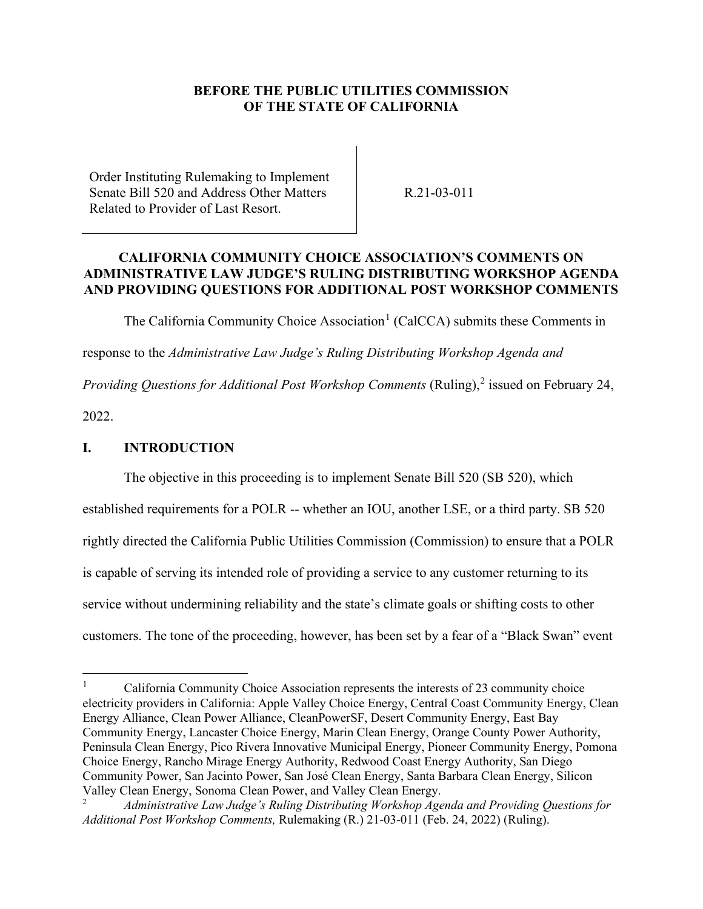**BEFORE THE PUBLIC UTILITIES COMMISSION OF THE STATE OF CALIFORNIA**

Order Instituting Rulemaking to Implement Senate Bill 520 and Address Other Matters Related to Provider of Last Resort.

R.21-03-011

**CALIFORNIA COMMUNITY CHOICE ASSOCIATION'S COMMENTS ON ADMINISTRATIVE LAW JUDGE'S RULING DISTRIBUTING WORKSHOP AGENDA AND PROVIDING QUESTIONS FOR ADDITIONAL POST WORKSHOP COMMENTS**

The California Community Choice Association[1] (CalCCA) submits these Comments in response to the *Administrative Law Judge's Ruling Distributing Workshop Agenda and Providing Questions for Additional Post Workshop Comments* (Ruling),[2] issued on February 24, 2022.

## I. INTRODUCTION

The objective in this proceeding is to implement Senate Bill 520 (SB 520), which established requirements for a POLR -- whether an IOU, another LSE, or a third party. SB 520 rightly directed the California Public Utilities Commission (Commission) to ensure that a POLR is capable of serving its intended role of providing a service to any customer returning to its service without undermining reliability and the state's climate goals or shifting costs to other customers. The tone of the proceeding, however, has been set by a fear of a "Black Swan" event

---

[1] California Community Choice Association represents the interests of 23 community choice electricity providers in California: Apple Valley Choice Energy, Central Coast Community Energy, Clean Energy Alliance, Clean Power Alliance, CleanPowerSF, Desert Community Energy, East Bay Community Energy, Lancaster Choice Energy, Marin Clean Energy, Orange County Power Authority, Peninsula Clean Energy, Pico Rivera Innovative Municipal Energy, Pioneer Community Energy, Pomona Choice Energy, Rancho Mirage Energy Authority, Redwood Coast Energy Authority, San Diego Community Power, San Jacinto Power, San José Clean Energy, Santa Barbara Clean Energy, Silicon Valley Clean Energy, Sonoma Clean Power, and Valley Clean Energy.

[2] *Administrative Law Judge's Ruling Distributing Workshop Agenda and Providing Questions for Additional Post Workshop Comments,* Rulemaking (R.) 21-03-011 (Feb. 24, 2022) (Ruling).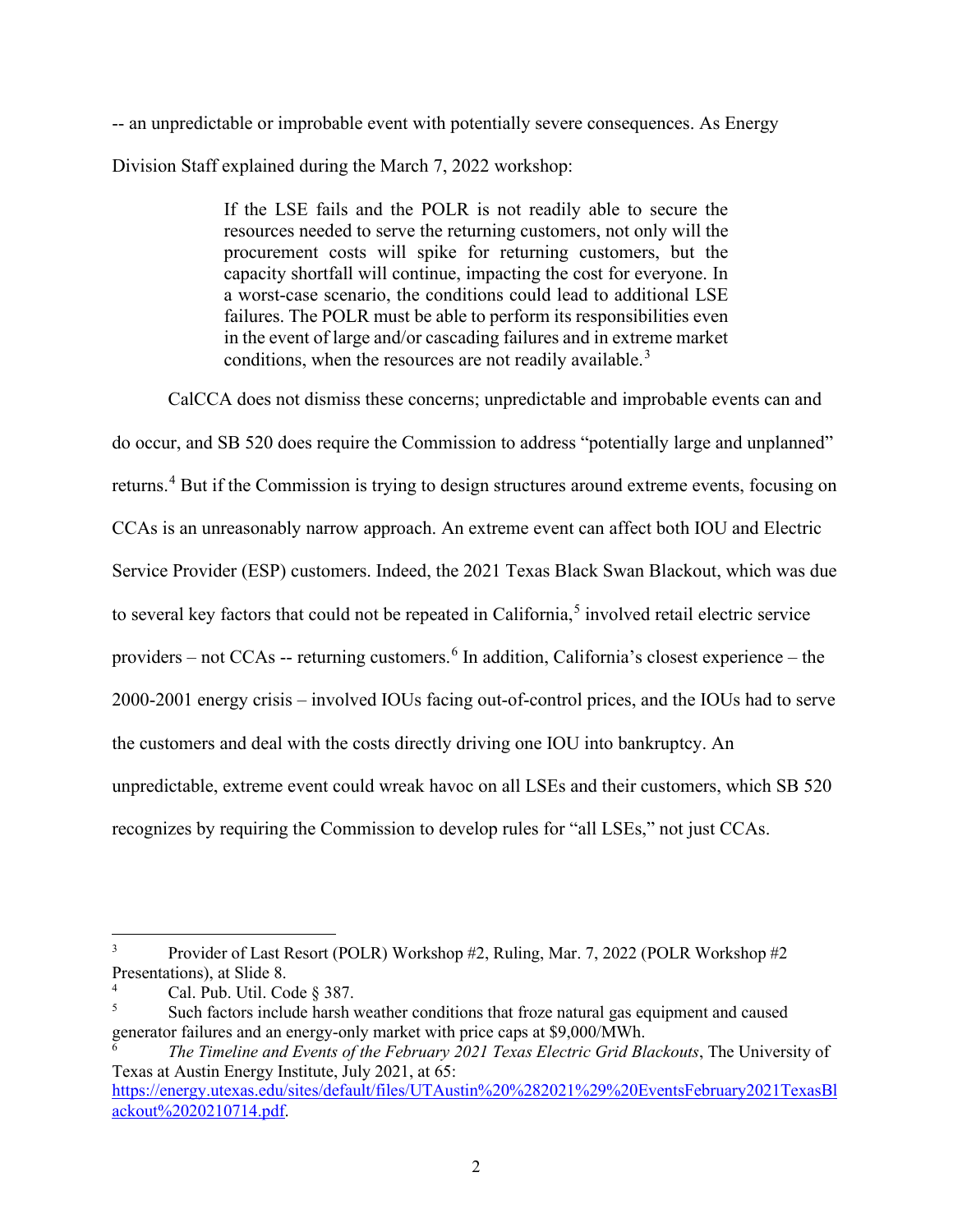-- an unpredictable or improbable event with potentially severe consequences. As Energy Division Staff explained during the March 7, 2022 workshop:

> If the LSE fails and the POLR is not readily able to secure the resources needed to serve the returning customers, not only will the procurement costs will spike for returning customers, but the capacity shortfall will continue, impacting the cost for everyone. In a worst-case scenario, the conditions could lead to additional LSE failures. The POLR must be able to perform its responsibilities even in the event of large and/or cascading failures and in extreme market conditions, when the resources are not readily available.[3]

CalCCA does not dismiss these concerns; unpredictable and improbable events can and do occur, and SB 520 does require the Commission to address "potentially large and unplanned" returns.[4] But if the Commission is trying to design structures around extreme events, focusing on CCAs is an unreasonably narrow approach. An extreme event can affect both IOU and Electric Service Provider (ESP) customers. Indeed, the 2021 Texas Black Swan Blackout, which was due to several key factors that could not be repeated in California,[5] involved retail electric service providers – not CCAs -- returning customers.[6] In addition, California's closest experience – the 2000-2001 energy crisis – involved IOUs facing out-of-control prices, and the IOUs had to serve the customers and deal with the costs directly driving one IOU into bankruptcy. An unpredictable, extreme event could wreak havoc on all LSEs and their customers, which SB 520 recognizes by requiring the Commission to develop rules for "all LSEs," not just CCAs.

---

[3] Provider of Last Resort (POLR) Workshop #2, Ruling, Mar. 7, 2022 (POLR Workshop #2 Presentations), at Slide 8.

[4] Cal. Pub. Util. Code § 387.

[5] Such factors include harsh weather conditions that froze natural gas equipment and caused generator failures and an energy-only market with price caps at $9,000/MWh.

[6] *The Timeline and Events of the February 2021 Texas Electric Grid Blackouts*, The University of Texas at Austin Energy Institute, July 2021, at 65: https://energy.utexas.edu/sites/default/files/UTAustin%20%282021%29%20EventsFebruary2021TexasBlackout%2020210714.pdf.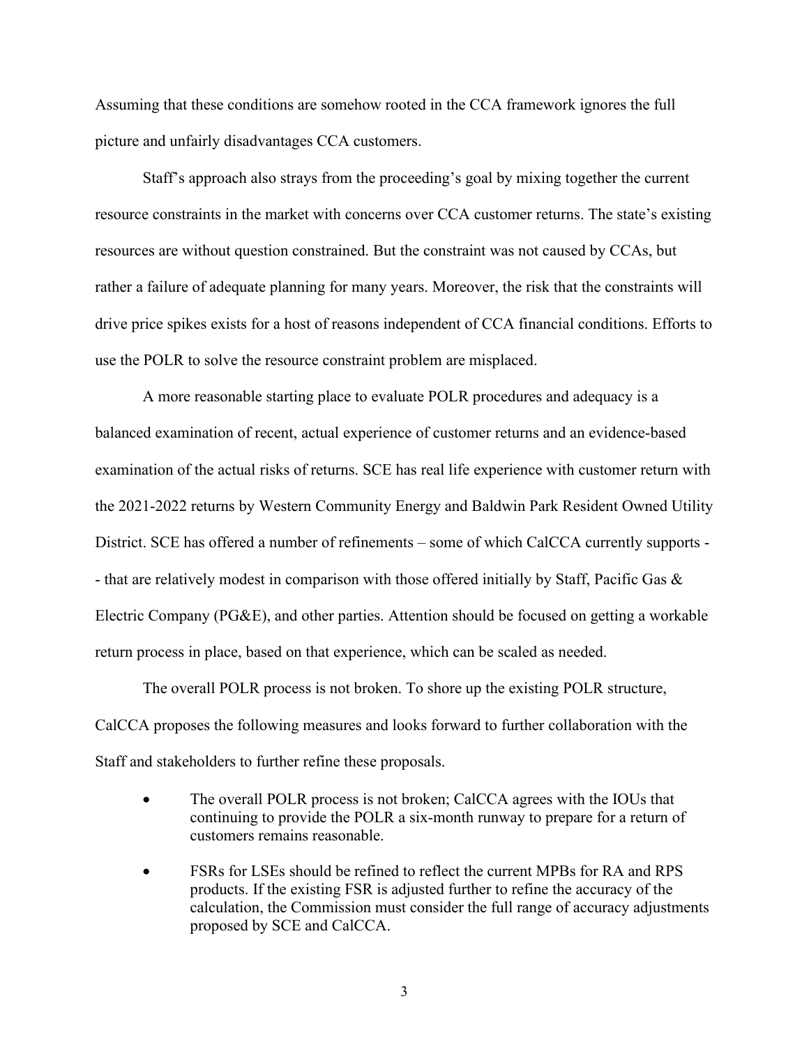Assuming that these conditions are somehow rooted in the CCA framework ignores the full picture and unfairly disadvantages CCA customers.

Staff's approach also strays from the proceeding's goal by mixing together the current resource constraints in the market with concerns over CCA customer returns. The state's existing resources are without question constrained. But the constraint was not caused by CCAs, but rather a failure of adequate planning for many years. Moreover, the risk that the constraints will drive price spikes exists for a host of reasons independent of CCA financial conditions. Efforts to use the POLR to solve the resource constraint problem are misplaced.

A more reasonable starting place to evaluate POLR procedures and adequacy is a balanced examination of recent, actual experience of customer returns and an evidence-based examination of the actual risks of returns. SCE has real life experience with customer return with the 2021-2022 returns by Western Community Energy and Baldwin Park Resident Owned Utility District. SCE has offered a number of refinements – some of which CalCCA currently supports -- that are relatively modest in comparison with those offered initially by Staff, Pacific Gas & Electric Company (PG&E), and other parties. Attention should be focused on getting a workable return process in place, based on that experience, which can be scaled as needed.

The overall POLR process is not broken. To shore up the existing POLR structure, CalCCA proposes the following measures and looks forward to further collaboration with the Staff and stakeholders to further refine these proposals.

- The overall POLR process is not broken; CalCCA agrees with the IOUs that continuing to provide the POLR a six-month runway to prepare for a return of customers remains reasonable.
- FSRs for LSEs should be refined to reflect the current MPBs for RA and RPS products. If the existing FSR is adjusted further to refine the accuracy of the calculation, the Commission must consider the full range of accuracy adjustments proposed by SCE and CalCCA.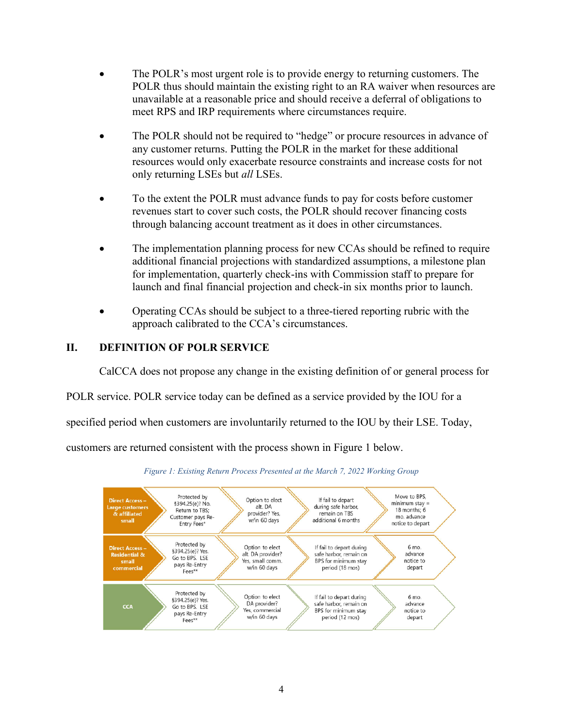- The POLR's most urgent role is to provide energy to returning customers. The POLR thus should maintain the existing right to an RA waiver when resources are unavailable at a reasonable price and should receive a deferral of obligations to meet RPS and IRP requirements where circumstances require.

- The POLR should not be required to "hedge" or procure resources in advance of any customer returns. Putting the POLR in the market for these additional resources would only exacerbate resource constraints and increase costs for not only returning LSEs but *all* LSEs.

- To the extent the POLR must advance funds to pay for costs before customer revenues start to cover such costs, the POLR should recover financing costs through balancing account treatment as it does in other circumstances.

- The implementation planning process for new CCAs should be refined to require additional financial projections with standardized assumptions, a milestone plan for implementation, quarterly check-ins with Commission staff to prepare for launch and final financial projection and check-in six months prior to launch.

- Operating CCAs should be subject to a three-tiered reporting rubric with the approach calibrated to the CCA's circumstances.

## II. DEFINITION OF POLR SERVICE

CalCCA does not propose any change in the existing definition of or general process for POLR service. POLR service today can be defined as a service provided by the IOU for a specified period when customers are involuntarily returned to the IOU by their LSE. Today, customers are returned consistent with the process shown in Figure 1 below.

*Figure 1: Existing Return Process Presented at the March 7, 2022 Working Group*

| | | | | |
|---|---|---|---|---|
| **Direct Access – Large customers & affiliated small** | Protected by §394.25(e)? No. Return to TBS; Customer pays Re-Entry Fees* | Option to elect alt. DA provider? Yes, w/in 60 days | If fail to depart during safe harbor, remain on TBS additional 6 months | Move to BPS, minimum stay = 18 months; 6 mo. advance notice to depart |
| **Direct Access – Residential & small commercial** | Protected by §394.25(e)? Yes. Go to BPS. LSE pays Re-Entry Fees** | Option to elect alt. DA provider? Yes, small comm. w/in 60 days | If fail to depart during safe harbor, remain on BPS for minimum stay period (18 mos) | 6 mo. advance notice to depart |
| **CCA** | Protected by §394.25(e)? Yes. Go to BPS. LSE pays Re-Entry Fees** | Option to elect DA provider? Yes, commercial w/in 60 days | If fail to depart during safe harbor, remain on BPS for minimum stay period (12 mos) | 6 mo. advance notice to depart |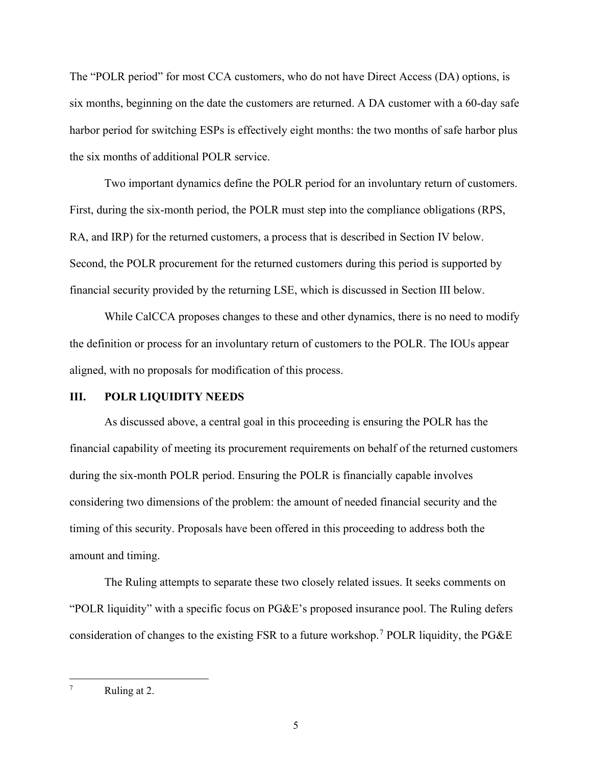The "POLR period" for most CCA customers, who do not have Direct Access (DA) options, is six months, beginning on the date the customers are returned. A DA customer with a 60-day safe harbor period for switching ESPs is effectively eight months: the two months of safe harbor plus the six months of additional POLR service.

Two important dynamics define the POLR period for an involuntary return of customers. First, during the six-month period, the POLR must step into the compliance obligations (RPS, RA, and IRP) for the returned customers, a process that is described in Section IV below. Second, the POLR procurement for the returned customers during this period is supported by financial security provided by the returning LSE, which is discussed in Section III below.

While CalCCA proposes changes to these and other dynamics, there is no need to modify the definition or process for an involuntary return of customers to the POLR. The IOUs appear aligned, with no proposals for modification of this process.

## III. POLR LIQUIDITY NEEDS

As discussed above, a central goal in this proceeding is ensuring the POLR has the financial capability of meeting its procurement requirements on behalf of the returned customers during the six-month POLR period. Ensuring the POLR is financially capable involves considering two dimensions of the problem: the amount of needed financial security and the timing of this security. Proposals have been offered in this proceeding to address both the amount and timing.

The Ruling attempts to separate these two closely related issues. It seeks comments on "POLR liquidity" with a specific focus on PG&E's proposed insurance pool. The Ruling defers consideration of changes to the existing FSR to a future workshop.[7] POLR liquidity, the PG&E

---

[7] Ruling at 2.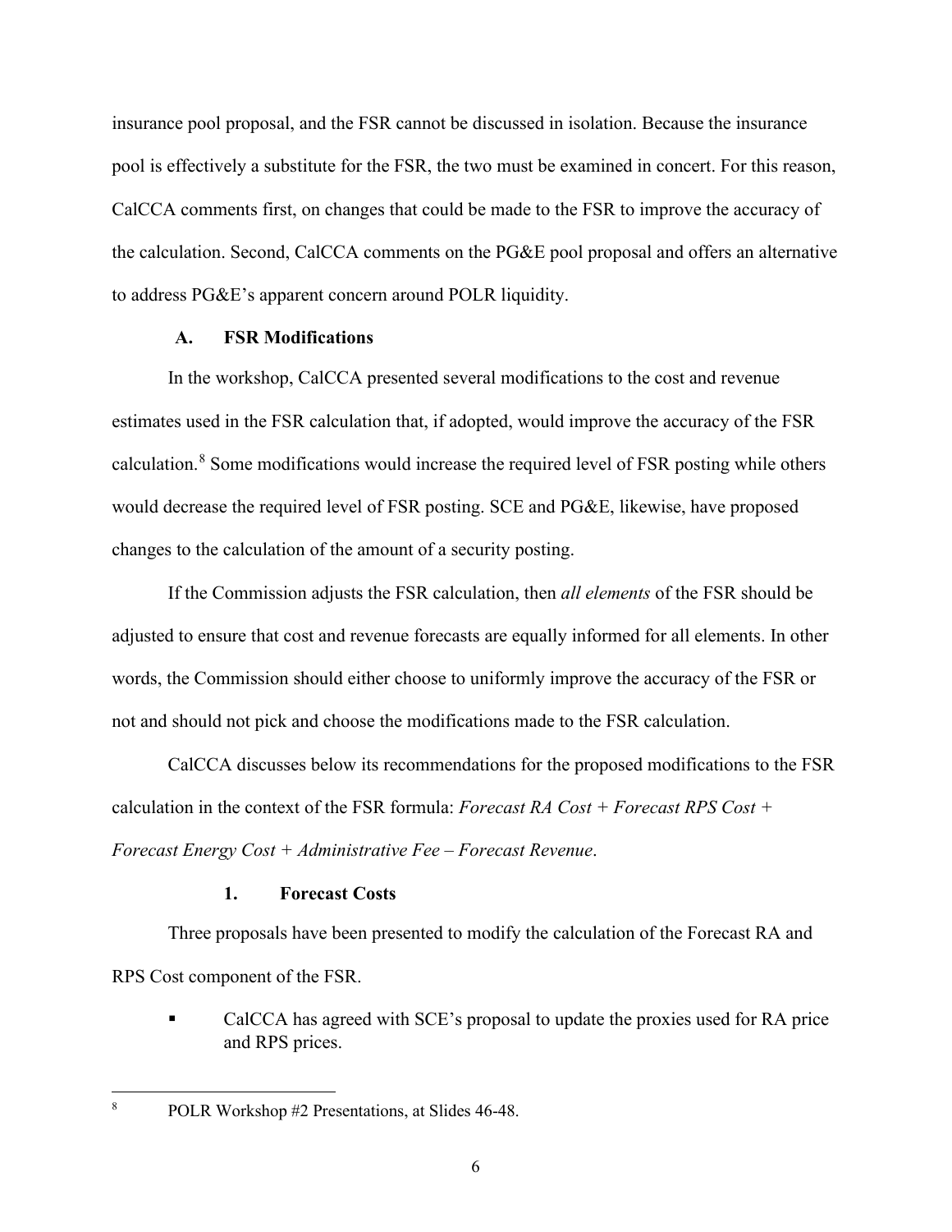insurance pool proposal, and the FSR cannot be discussed in isolation. Because the insurance pool is effectively a substitute for the FSR, the two must be examined in concert. For this reason, CalCCA comments first, on changes that could be made to the FSR to improve the accuracy of the calculation. Second, CalCCA comments on the PG&E pool proposal and offers an alternative to address PG&E's apparent concern around POLR liquidity.

### A. FSR Modifications

In the workshop, CalCCA presented several modifications to the cost and revenue estimates used in the FSR calculation that, if adopted, would improve the accuracy of the FSR calculation.[8] Some modifications would increase the required level of FSR posting while others would decrease the required level of FSR posting. SCE and PG&E, likewise, have proposed changes to the calculation of the amount of a security posting.

If the Commission adjusts the FSR calculation, then *all elements* of the FSR should be adjusted to ensure that cost and revenue forecasts are equally informed for all elements. In other words, the Commission should either choose to uniformly improve the accuracy of the FSR or not and should not pick and choose the modifications made to the FSR calculation.

CalCCA discusses below its recommendations for the proposed modifications to the FSR calculation in the context of the FSR formula: *Forecast RA Cost + Forecast RPS Cost + Forecast Energy Cost + Administrative Fee – Forecast Revenue*.

#### 1. Forecast Costs

Three proposals have been presented to modify the calculation of the Forecast RA and RPS Cost component of the FSR.

- CalCCA has agreed with SCE's proposal to update the proxies used for RA price and RPS prices.

---

[8] POLR Workshop #2 Presentations, at Slides 46-48.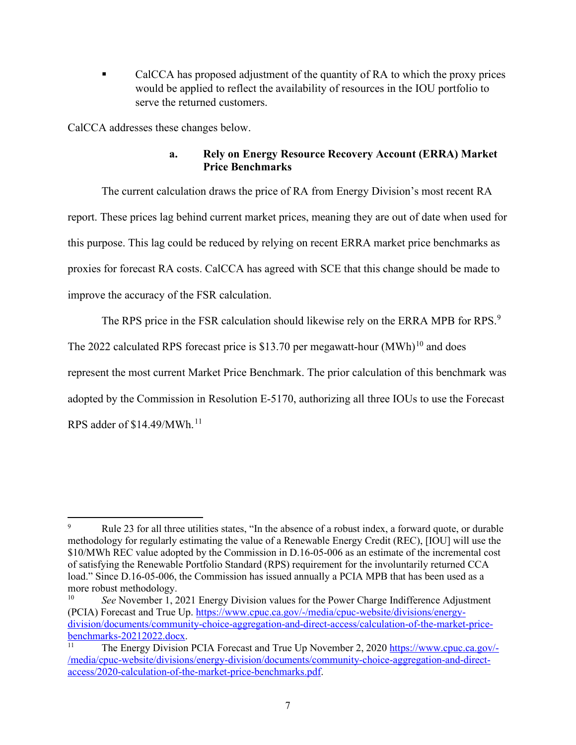- CalCCA has proposed adjustment of the quantity of RA to which the proxy prices would be applied to reflect the availability of resources in the IOU portfolio to serve the returned customers.

CalCCA addresses these changes below.

#### a. Rely on Energy Resource Recovery Account (ERRA) Market Price Benchmarks

The current calculation draws the price of RA from Energy Division's most recent RA report. These prices lag behind current market prices, meaning they are out of date when used for this purpose. This lag could be reduced by relying on recent ERRA market price benchmarks as proxies for forecast RA costs. CalCCA has agreed with SCE that this change should be made to improve the accuracy of the FSR calculation.

The RPS price in the FSR calculation should likewise rely on the ERRA MPB for RPS.[9] The 2022 calculated RPS forecast price is $13.70 per megawatt-hour (MWh)[10] and does represent the most current Market Price Benchmark. The prior calculation of this benchmark was adopted by the Commission in Resolution E-5170, authorizing all three IOUs to use the Forecast RPS adder of $14.49/MWh.[11]

---

[9] Rule 23 for all three utilities states, "In the absence of a robust index, a forward quote, or durable methodology for regularly estimating the value of a Renewable Energy Credit (REC), [IOU] will use the $10/MWh REC value adopted by the Commission in D.16-05-006 as an estimate of the incremental cost of satisfying the Renewable Portfolio Standard (RPS) requirement for the involuntarily returned CCA load." Since D.16-05-006, the Commission has issued annually a PCIA MPB that has been used as a more robust methodology.

[10] *See* November 1, 2021 Energy Division values for the Power Charge Indifference Adjustment (PCIA) Forecast and True Up. https://www.cpuc.ca.gov/-/media/cpuc-website/divisions/energy-division/documents/community-choice-aggregation-and-direct-access/calculation-of-the-market-price-benchmarks-20212022.docx.

[11] The Energy Division PCIA Forecast and True Up November 2, 2020 https://www.cpuc.ca.gov/-/media/cpuc-website/divisions/energy-division/documents/community-choice-aggregation-and-direct-access/2020-calculation-of-the-market-price-benchmarks.pdf.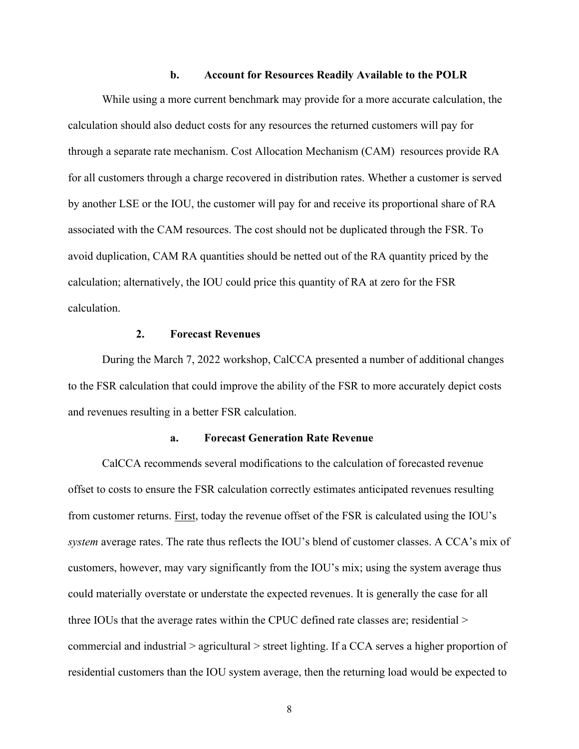#### b. Account for Resources Readily Available to the POLR

While using a more current benchmark may provide for a more accurate calculation, the calculation should also deduct costs for any resources the returned customers will pay for through a separate rate mechanism. Cost Allocation Mechanism (CAM) resources provide RA for all customers through a charge recovered in distribution rates. Whether a customer is served by another LSE or the IOU, the customer will pay for and receive its proportional share of RA associated with the CAM resources. The cost should not be duplicated through the FSR. To avoid duplication, CAM RA quantities should be netted out of the RA quantity priced by the calculation; alternatively, the IOU could price this quantity of RA at zero for the FSR calculation.

### 2. Forecast Revenues

During the March 7, 2022 workshop, CalCCA presented a number of additional changes to the FSR calculation that could improve the ability of the FSR to more accurately depict costs and revenues resulting in a better FSR calculation.

#### a. Forecast Generation Rate Revenue

CalCCA recommends several modifications to the calculation of forecasted revenue offset to costs to ensure the FSR calculation correctly estimates anticipated revenues resulting from customer returns. <u>First</u>, today the revenue offset of the FSR is calculated using the IOU's *system* average rates. The rate thus reflects the IOU's blend of customer classes. A CCA's mix of customers, however, may vary significantly from the IOU's mix; using the system average thus could materially overstate or understate the expected revenues. It is generally the case for all three IOUs that the average rates within the CPUC defined rate classes are; residential > commercial and industrial > agricultural > street lighting. If a CCA serves a higher proportion of residential customers than the IOU system average, then the returning load would be expected to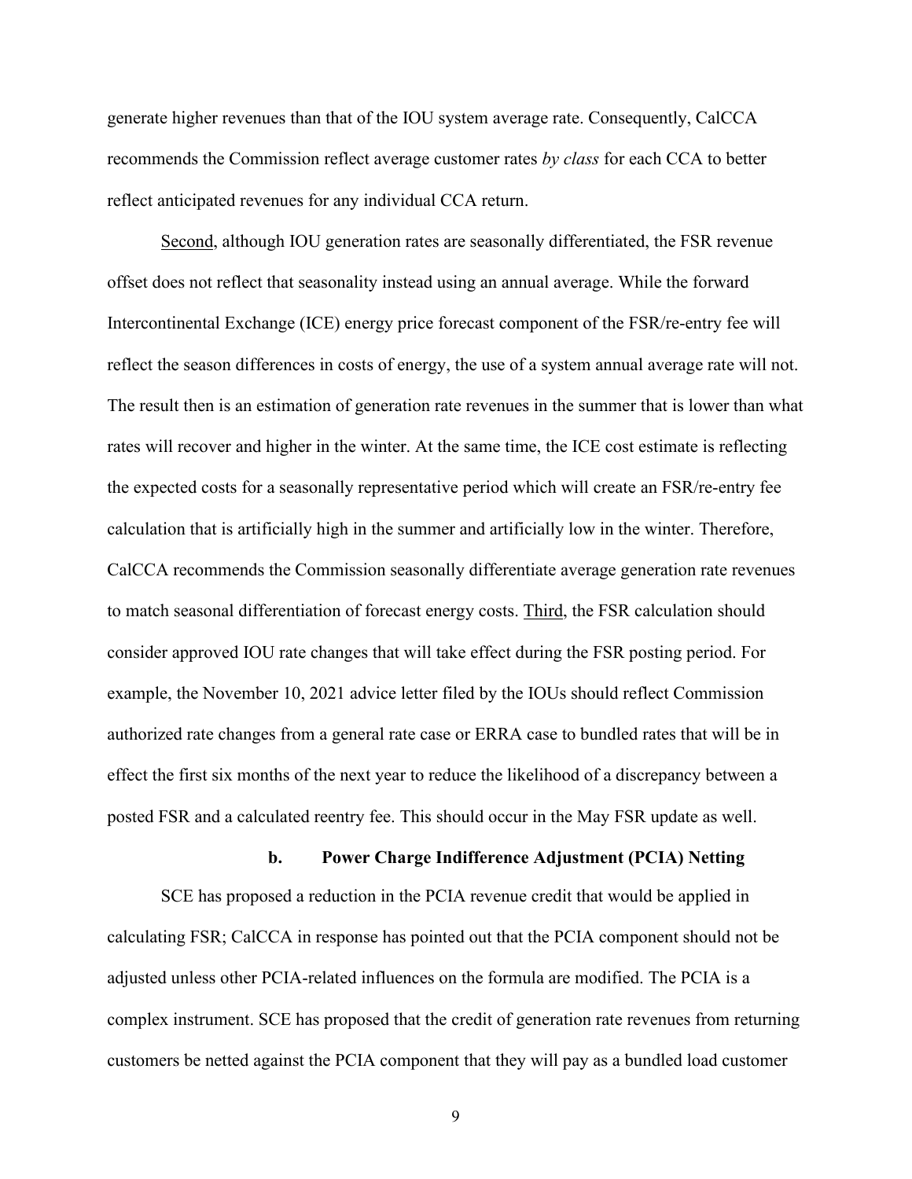generate higher revenues than that of the IOU system average rate. Consequently, CalCCA recommends the Commission reflect average customer rates *by class* for each CCA to better reflect anticipated revenues for any individual CCA return.

Second, although IOU generation rates are seasonally differentiated, the FSR revenue offset does not reflect that seasonality instead using an annual average. While the forward Intercontinental Exchange (ICE) energy price forecast component of the FSR/re-entry fee will reflect the season differences in costs of energy, the use of a system annual average rate will not. The result then is an estimation of generation rate revenues in the summer that is lower than what rates will recover and higher in the winter. At the same time, the ICE cost estimate is reflecting the expected costs for a seasonally representative period which will create an FSR/re-entry fee calculation that is artificially high in the summer and artificially low in the winter. Therefore, CalCCA recommends the Commission seasonally differentiate average generation rate revenues to match seasonal differentiation of forecast energy costs. Third, the FSR calculation should consider approved IOU rate changes that will take effect during the FSR posting period. For example, the November 10, 2021 advice letter filed by the IOUs should reflect Commission authorized rate changes from a general rate case or ERRA case to bundled rates that will be in effect the first six months of the next year to reduce the likelihood of a discrepancy between a posted FSR and a calculated reentry fee. This should occur in the May FSR update as well.

#### b. Power Charge Indifference Adjustment (PCIA) Netting

SCE has proposed a reduction in the PCIA revenue credit that would be applied in calculating FSR; CalCCA in response has pointed out that the PCIA component should not be adjusted unless other PCIA-related influences on the formula are modified. The PCIA is a complex instrument. SCE has proposed that the credit of generation rate revenues from returning customers be netted against the PCIA component that they will pay as a bundled load customer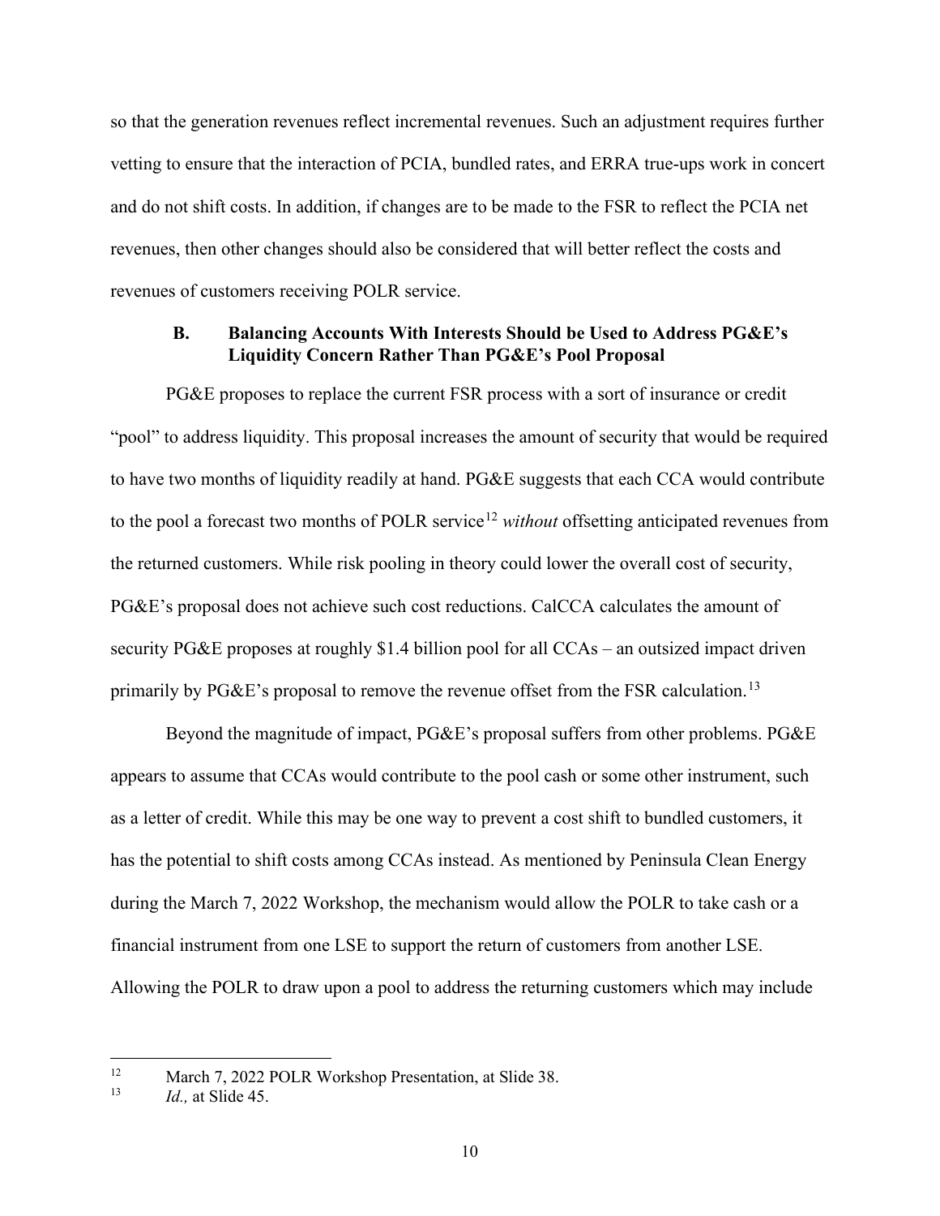so that the generation revenues reflect incremental revenues. Such an adjustment requires further vetting to ensure that the interaction of PCIA, bundled rates, and ERRA true-ups work in concert and do not shift costs. In addition, if changes are to be made to the FSR to reflect the PCIA net revenues, then other changes should also be considered that will better reflect the costs and revenues of customers receiving POLR service.

### B. Balancing Accounts With Interests Should be Used to Address PG&E's Liquidity Concern Rather Than PG&E's Pool Proposal

PG&E proposes to replace the current FSR process with a sort of insurance or credit "pool" to address liquidity. This proposal increases the amount of security that would be required to have two months of liquidity readily at hand. PG&E suggests that each CCA would contribute to the pool a forecast two months of POLR service[12] *without* offsetting anticipated revenues from the returned customers. While risk pooling in theory could lower the overall cost of security, PG&E's proposal does not achieve such cost reductions. CalCCA calculates the amount of security PG&E proposes at roughly $1.4 billion pool for all CCAs – an outsized impact driven primarily by PG&E's proposal to remove the revenue offset from the FSR calculation.[13]

Beyond the magnitude of impact, PG&E's proposal suffers from other problems. PG&E appears to assume that CCAs would contribute to the pool cash or some other instrument, such as a letter of credit. While this may be one way to prevent a cost shift to bundled customers, it has the potential to shift costs among CCAs instead. As mentioned by Peninsula Clean Energy during the March 7, 2022 Workshop, the mechanism would allow the POLR to take cash or a financial instrument from one LSE to support the return of customers from another LSE. Allowing the POLR to draw upon a pool to address the returning customers which may include

---

[12] March 7, 2022 POLR Workshop Presentation, at Slide 38.

[13] *Id.,* at Slide 45.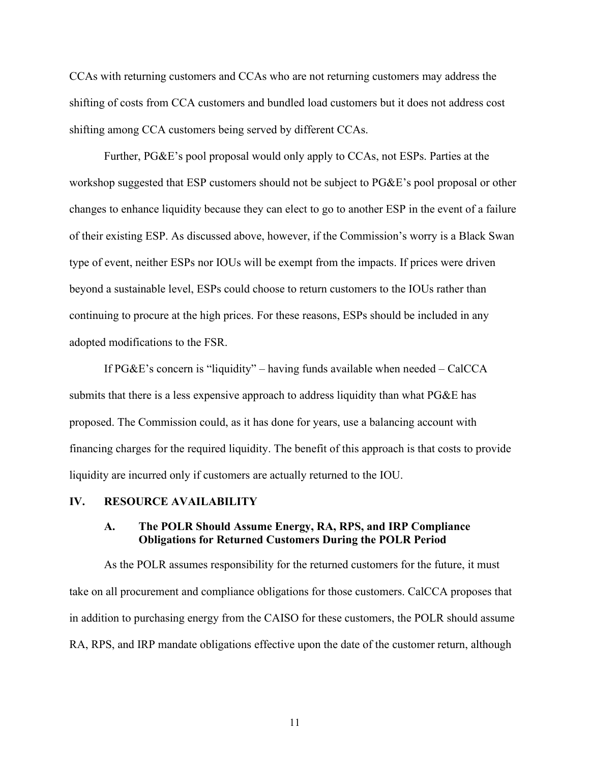CCAs with returning customers and CCAs who are not returning customers may address the shifting of costs from CCA customers and bundled load customers but it does not address cost shifting among CCA customers being served by different CCAs.

Further, PG&E's pool proposal would only apply to CCAs, not ESPs. Parties at the workshop suggested that ESP customers should not be subject to PG&E's pool proposal or other changes to enhance liquidity because they can elect to go to another ESP in the event of a failure of their existing ESP. As discussed above, however, if the Commission's worry is a Black Swan type of event, neither ESPs nor IOUs will be exempt from the impacts. If prices were driven beyond a sustainable level, ESPs could choose to return customers to the IOUs rather than continuing to procure at the high prices. For these reasons, ESPs should be included in any adopted modifications to the FSR.

If PG&E's concern is "liquidity" – having funds available when needed – CalCCA submits that there is a less expensive approach to address liquidity than what PG&E has proposed. The Commission could, as it has done for years, use a balancing account with financing charges for the required liquidity. The benefit of this approach is that costs to provide liquidity are incurred only if customers are actually returned to the IOU.

## IV. RESOURCE AVAILABILITY

### A. The POLR Should Assume Energy, RA, RPS, and IRP Compliance Obligations for Returned Customers During the POLR Period

As the POLR assumes responsibility for the returned customers for the future, it must take on all procurement and compliance obligations for those customers. CalCCA proposes that in addition to purchasing energy from the CAISO for these customers, the POLR should assume RA, RPS, and IRP mandate obligations effective upon the date of the customer return, although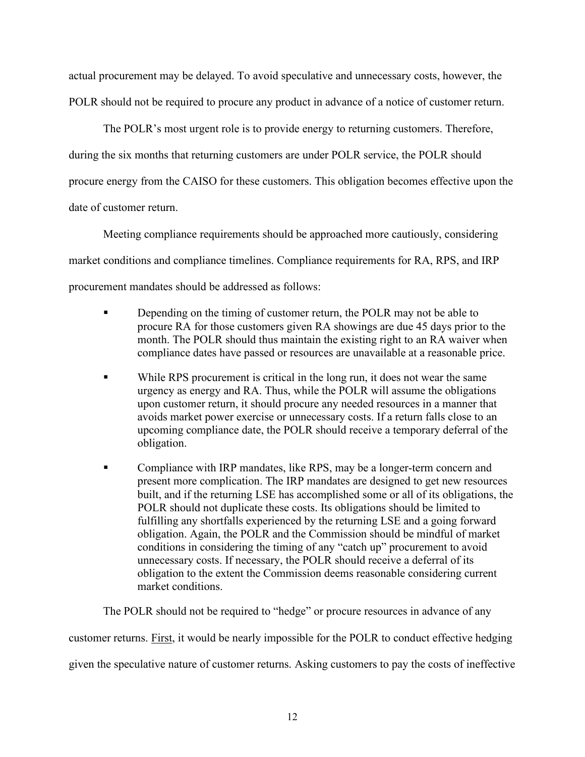actual procurement may be delayed. To avoid speculative and unnecessary costs, however, the POLR should not be required to procure any product in advance of a notice of customer return.

The POLR's most urgent role is to provide energy to returning customers. Therefore, during the six months that returning customers are under POLR service, the POLR should procure energy from the CAISO for these customers. This obligation becomes effective upon the date of customer return.

Meeting compliance requirements should be approached more cautiously, considering market conditions and compliance timelines. Compliance requirements for RA, RPS, and IRP procurement mandates should be addressed as follows:

- Depending on the timing of customer return, the POLR may not be able to procure RA for those customers given RA showings are due 45 days prior to the month. The POLR should thus maintain the existing right to an RA waiver when compliance dates have passed or resources are unavailable at a reasonable price.
- While RPS procurement is critical in the long run, it does not wear the same urgency as energy and RA. Thus, while the POLR will assume the obligations upon customer return, it should procure any needed resources in a manner that avoids market power exercise or unnecessary costs. If a return falls close to an upcoming compliance date, the POLR should receive a temporary deferral of the obligation.
- Compliance with IRP mandates, like RPS, may be a longer-term concern and present more complication. The IRP mandates are designed to get new resources built, and if the returning LSE has accomplished some or all of its obligations, the POLR should not duplicate these costs. Its obligations should be limited to fulfilling any shortfalls experienced by the returning LSE and a going forward obligation. Again, the POLR and the Commission should be mindful of market conditions in considering the timing of any "catch up" procurement to avoid unnecessary costs. If necessary, the POLR should receive a deferral of its obligation to the extent the Commission deems reasonable considering current market conditions.

The POLR should not be required to "hedge" or procure resources in advance of any customer returns. <u>First</u>, it would be nearly impossible for the POLR to conduct effective hedging given the speculative nature of customer returns. Asking customers to pay the costs of ineffective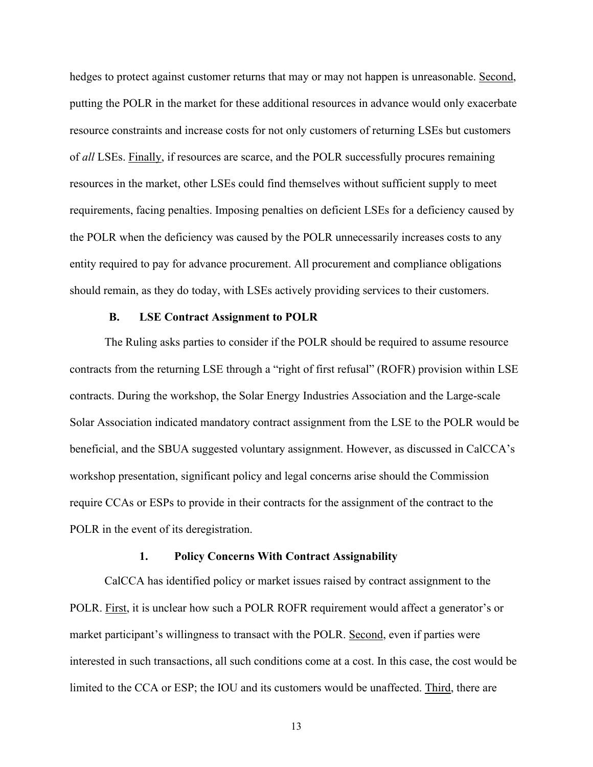hedges to protect against customer returns that may or may not happen is unreasonable. Second, putting the POLR in the market for these additional resources in advance would only exacerbate resource constraints and increase costs for not only customers of returning LSEs but customers of *all* LSEs. Finally, if resources are scarce, and the POLR successfully procures remaining resources in the market, other LSEs could find themselves without sufficient supply to meet requirements, facing penalties. Imposing penalties on deficient LSEs for a deficiency caused by the POLR when the deficiency was caused by the POLR unnecessarily increases costs to any entity required to pay for advance procurement. All procurement and compliance obligations should remain, as they do today, with LSEs actively providing services to their customers.

### B. LSE Contract Assignment to POLR

The Ruling asks parties to consider if the POLR should be required to assume resource contracts from the returning LSE through a "right of first refusal" (ROFR) provision within LSE contracts. During the workshop, the Solar Energy Industries Association and the Large-scale Solar Association indicated mandatory contract assignment from the LSE to the POLR would be beneficial, and the SBUA suggested voluntary assignment. However, as discussed in CalCCA's workshop presentation, significant policy and legal concerns arise should the Commission require CCAs or ESPs to provide in their contracts for the assignment of the contract to the POLR in the event of its deregistration.

#### 1. Policy Concerns With Contract Assignability

CalCCA has identified policy or market issues raised by contract assignment to the POLR. First, it is unclear how such a POLR ROFR requirement would affect a generator's or market participant's willingness to transact with the POLR. Second, even if parties were interested in such transactions, all such conditions come at a cost. In this case, the cost would be limited to the CCA or ESP; the IOU and its customers would be unaffected. Third, there are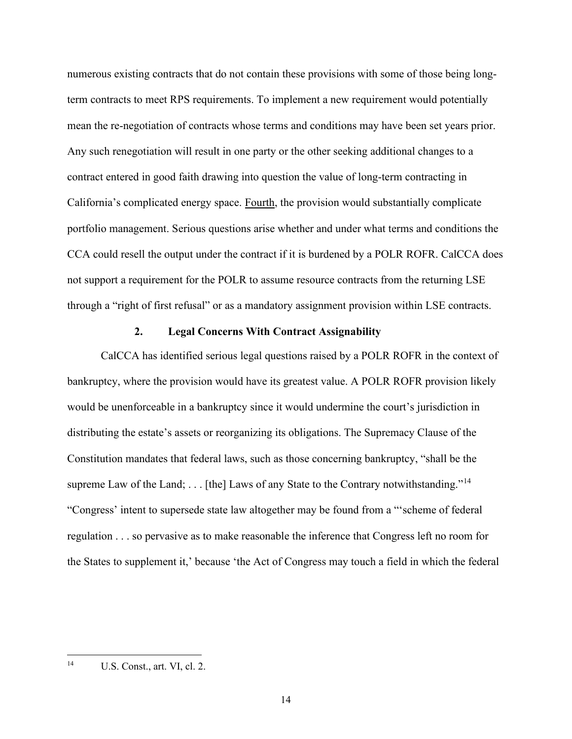numerous existing contracts that do not contain these provisions with some of those being long-term contracts to meet RPS requirements. To implement a new requirement would potentially mean the re-negotiation of contracts whose terms and conditions may have been set years prior. Any such renegotiation will result in one party or the other seeking additional changes to a contract entered in good faith drawing into question the value of long-term contracting in California's complicated energy space. Fourth, the provision would substantially complicate portfolio management. Serious questions arise whether and under what terms and conditions the CCA could resell the output under the contract if it is burdened by a POLR ROFR. CalCCA does not support a requirement for the POLR to assume resource contracts from the returning LSE through a "right of first refusal" or as a mandatory assignment provision within LSE contracts.

### 2. Legal Concerns With Contract Assignability

CalCCA has identified serious legal questions raised by a POLR ROFR in the context of bankruptcy, where the provision would have its greatest value. A POLR ROFR provision likely would be unenforceable in a bankruptcy since it would undermine the court's jurisdiction in distributing the estate's assets or reorganizing its obligations. The Supremacy Clause of the Constitution mandates that federal laws, such as those concerning bankruptcy, "shall be the supreme Law of the Land; . . . [the] Laws of any State to the Contrary notwithstanding."[14] "Congress' intent to supersede state law altogether may be found from a "'scheme of federal regulation . . . so pervasive as to make reasonable the inference that Congress left no room for the States to supplement it,' because 'the Act of Congress may touch a field in which the federal

---

[14] U.S. Const., art. VI, cl. 2.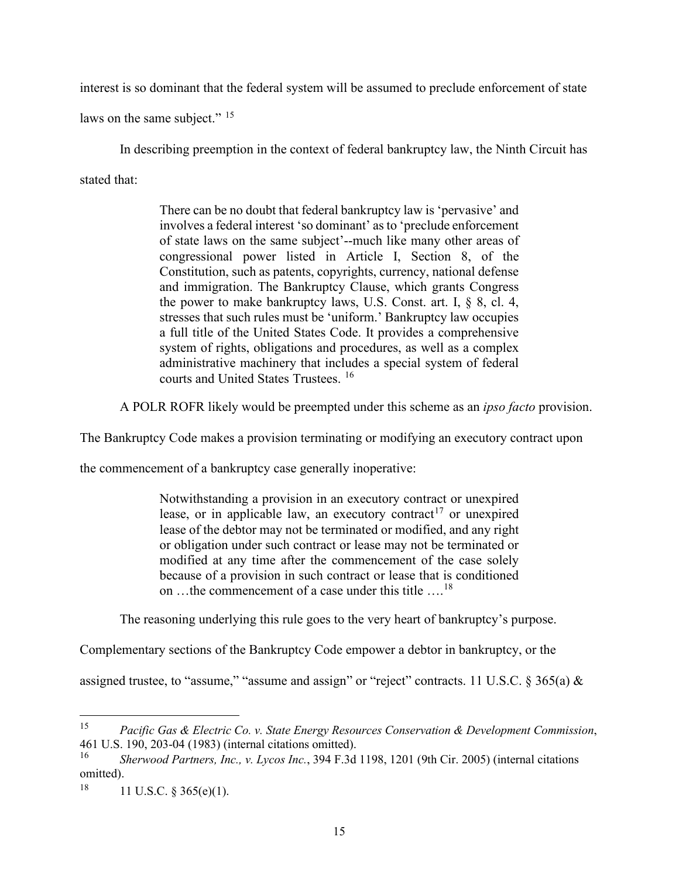interest is so dominant that the federal system will be assumed to preclude enforcement of state laws on the same subject." [15]

In describing preemption in the context of federal bankruptcy law, the Ninth Circuit has stated that:

> There can be no doubt that federal bankruptcy law is 'pervasive' and involves a federal interest 'so dominant' as to 'preclude enforcement of state laws on the same subject'--much like many other areas of congressional power listed in Article I, Section 8, of the Constitution, such as patents, copyrights, currency, national defense and immigration. The Bankruptcy Clause, which grants Congress the power to make bankruptcy laws, U.S. Const. art. I, § 8, cl. 4, stresses that such rules must be 'uniform.' Bankruptcy law occupies a full title of the United States Code. It provides a comprehensive system of rights, obligations and procedures, as well as a complex administrative machinery that includes a special system of federal courts and United States Trustees. [16]

A POLR ROFR likely would be preempted under this scheme as an *ipso facto* provision. The Bankruptcy Code makes a provision terminating or modifying an executory contract upon the commencement of a bankruptcy case generally inoperative:

> Notwithstanding a provision in an executory contract or unexpired lease, or in applicable law, an executory contract[17] or unexpired lease of the debtor may not be terminated or modified, and any right or obligation under such contract or lease may not be terminated or modified at any time after the commencement of the case solely because of a provision in such contract or lease that is conditioned on …the commencement of a case under this title ….[18]

The reasoning underlying this rule goes to the very heart of bankruptcy's purpose. Complementary sections of the Bankruptcy Code empower a debtor in bankruptcy, or the assigned trustee, to "assume," "assume and assign" or "reject" contracts. 11 U.S.C. § 365(a) &

---

[15] *Pacific Gas & Electric Co. v. State Energy Resources Conservation & Development Commission*, 461 U.S. 190, 203-04 (1983) (internal citations omitted).

[16] *Sherwood Partners, Inc., v. Lycos Inc.*, 394 F.3d 1198, 1201 (9th Cir. 2005) (internal citations omitted).

[18] 11 U.S.C. § 365(e)(1).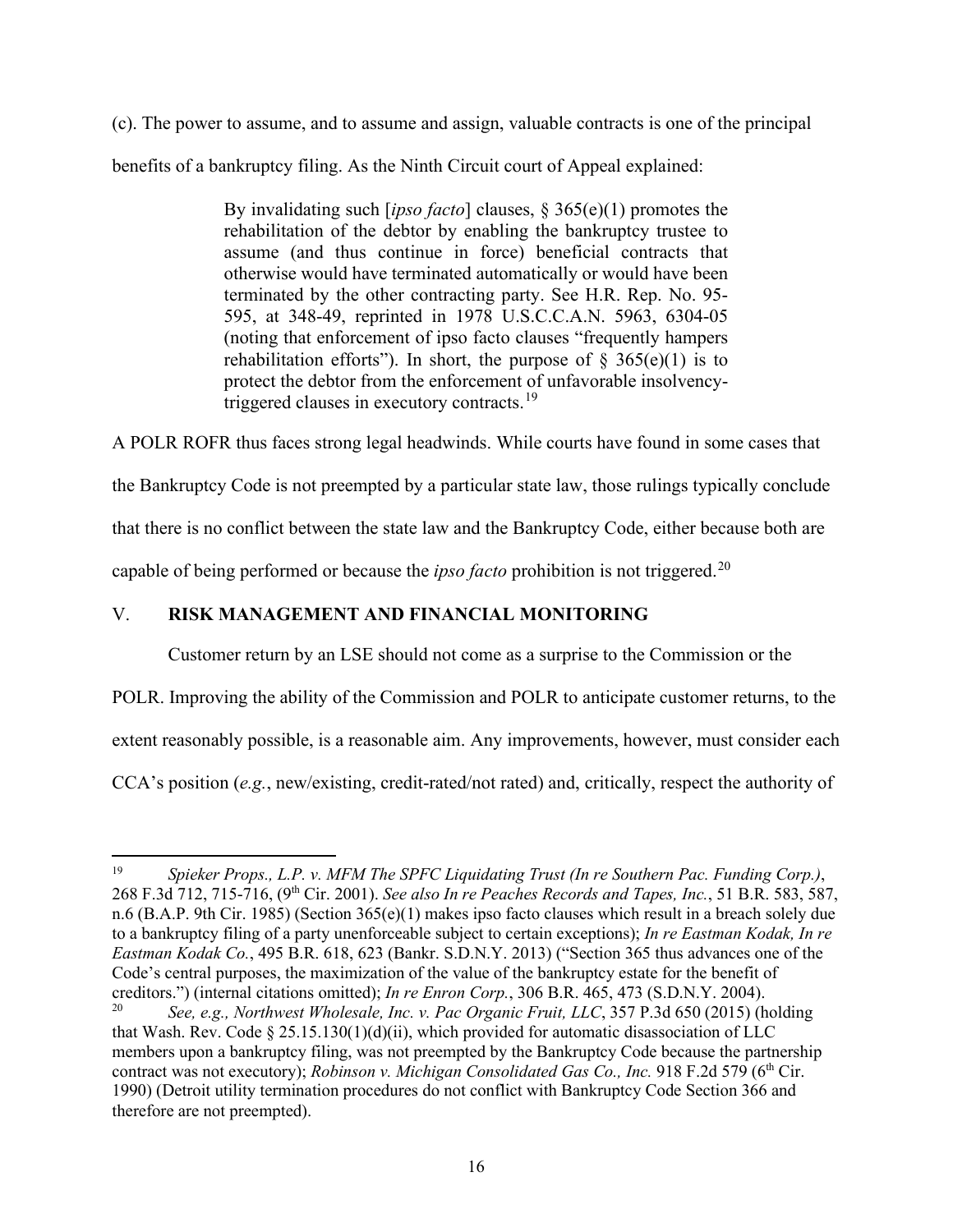(c). The power to assume, and to assume and assign, valuable contracts is one of the principal benefits of a bankruptcy filing. As the Ninth Circuit court of Appeal explained:

> By invalidating such [*ipso facto*] clauses, § 365(e)(1) promotes the rehabilitation of the debtor by enabling the bankruptcy trustee to assume (and thus continue in force) beneficial contracts that otherwise would have terminated automatically or would have been terminated by the other contracting party. See H.R. Rep. No. 95-595, at 348-49, reprinted in 1978 U.S.C.C.A.N. 5963, 6304-05 (noting that enforcement of ipso facto clauses "frequently hampers rehabilitation efforts"). In short, the purpose of § 365(e)(1) is to protect the debtor from the enforcement of unfavorable insolvency-triggered clauses in executory contracts.[19]

A POLR ROFR thus faces strong legal headwinds. While courts have found in some cases that the Bankruptcy Code is not preempted by a particular state law, those rulings typically conclude that there is no conflict between the state law and the Bankruptcy Code, either because both are capable of being performed or because the *ipso facto* prohibition is not triggered.[20]

## V. RISK MANAGEMENT AND FINANCIAL MONITORING

Customer return by an LSE should not come as a surprise to the Commission or the POLR. Improving the ability of the Commission and POLR to anticipate customer returns, to the extent reasonably possible, is a reasonable aim. Any improvements, however, must consider each CCA's position (*e.g.*, new/existing, credit-rated/not rated) and, critically, respect the authority of

---

[19] *Spieker Props., L.P. v. MFM The SPFC Liquidating Trust (In re Southern Pac. Funding Corp.)*, 268 F.3d 712, 715-716, (9th Cir. 2001). *See also In re Peaches Records and Tapes, Inc.*, 51 B.R. 583, 587, n.6 (B.A.P. 9th Cir. 1985) (Section 365(e)(1) makes ipso facto clauses which result in a breach solely due to a bankruptcy filing of a party unenforceable subject to certain exceptions); *In re Eastman Kodak, In re Eastman Kodak Co.*, 495 B.R. 618, 623 (Bankr. S.D.N.Y. 2013) ("Section 365 thus advances one of the Code's central purposes, the maximization of the value of the bankruptcy estate for the benefit of creditors.") (internal citations omitted); *In re Enron Corp.*, 306 B.R. 465, 473 (S.D.N.Y. 2004).

[20] *See, e.g., Northwest Wholesale, Inc. v. Pac Organic Fruit, LLC*, 357 P.3d 650 (2015) (holding that Wash. Rev. Code § 25.15.130(1)(d)(ii), which provided for automatic disassociation of LLC members upon a bankruptcy filing, was not preempted by the Bankruptcy Code because the partnership contract was not executory); *Robinson v. Michigan Consolidated Gas Co., Inc.* 918 F.2d 579 (6th Cir. 1990) (Detroit utility termination procedures do not conflict with Bankruptcy Code Section 366 and therefore are not preempted).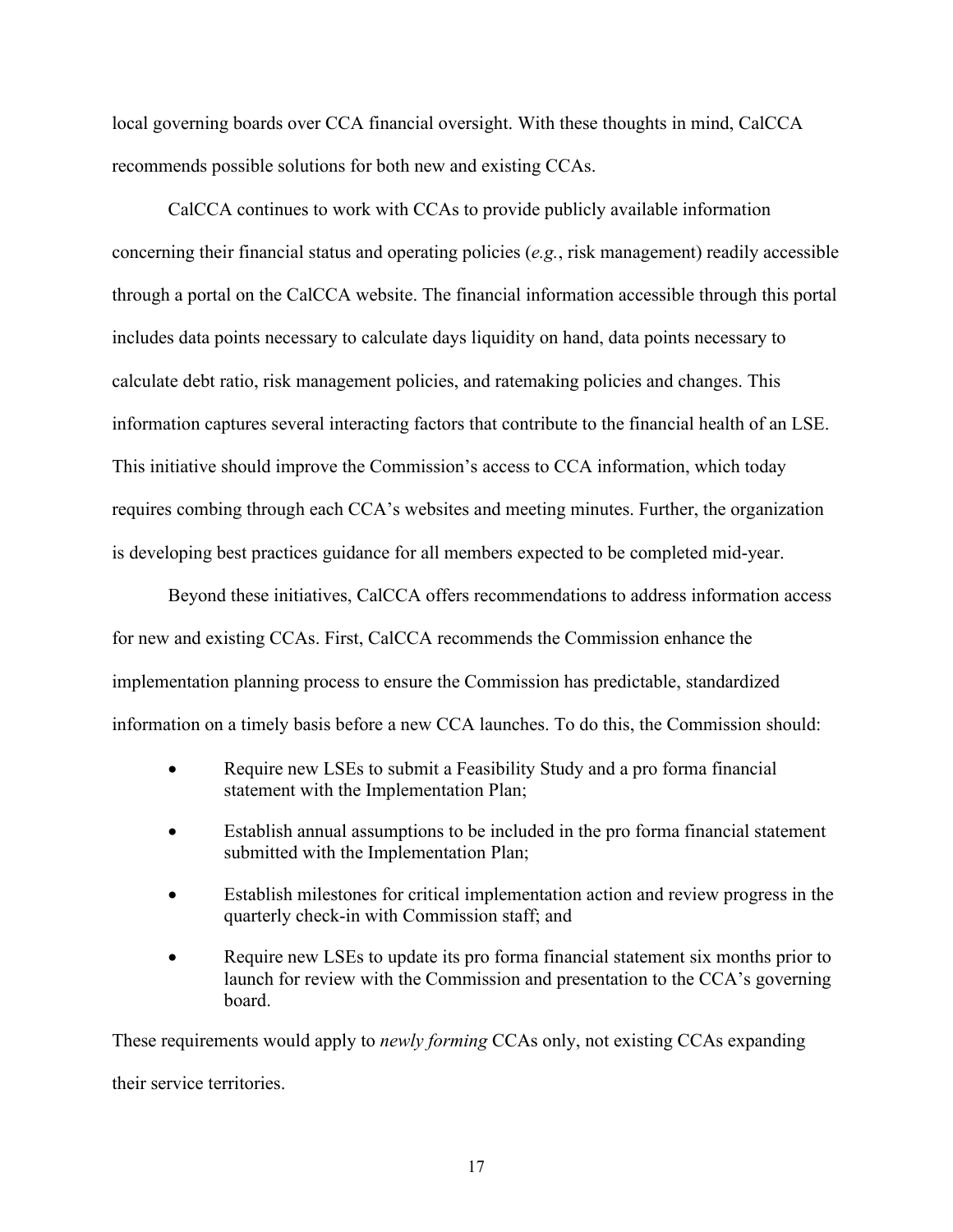local governing boards over CCA financial oversight. With these thoughts in mind, CalCCA recommends possible solutions for both new and existing CCAs.

CalCCA continues to work with CCAs to provide publicly available information concerning their financial status and operating policies (*e.g.*, risk management) readily accessible through a portal on the CalCCA website. The financial information accessible through this portal includes data points necessary to calculate days liquidity on hand, data points necessary to calculate debt ratio, risk management policies, and ratemaking policies and changes. This information captures several interacting factors that contribute to the financial health of an LSE. This initiative should improve the Commission's access to CCA information, which today requires combing through each CCA's websites and meeting minutes. Further, the organization is developing best practices guidance for all members expected to be completed mid-year.

Beyond these initiatives, CalCCA offers recommendations to address information access for new and existing CCAs. First, CalCCA recommends the Commission enhance the implementation planning process to ensure the Commission has predictable, standardized information on a timely basis before a new CCA launches. To do this, the Commission should:

- Require new LSEs to submit a Feasibility Study and a pro forma financial statement with the Implementation Plan;
- Establish annual assumptions to be included in the pro forma financial statement submitted with the Implementation Plan;
- Establish milestones for critical implementation action and review progress in the quarterly check-in with Commission staff; and
- Require new LSEs to update its pro forma financial statement six months prior to launch for review with the Commission and presentation to the CCA's governing board.

These requirements would apply to *newly forming* CCAs only, not existing CCAs expanding their service territories.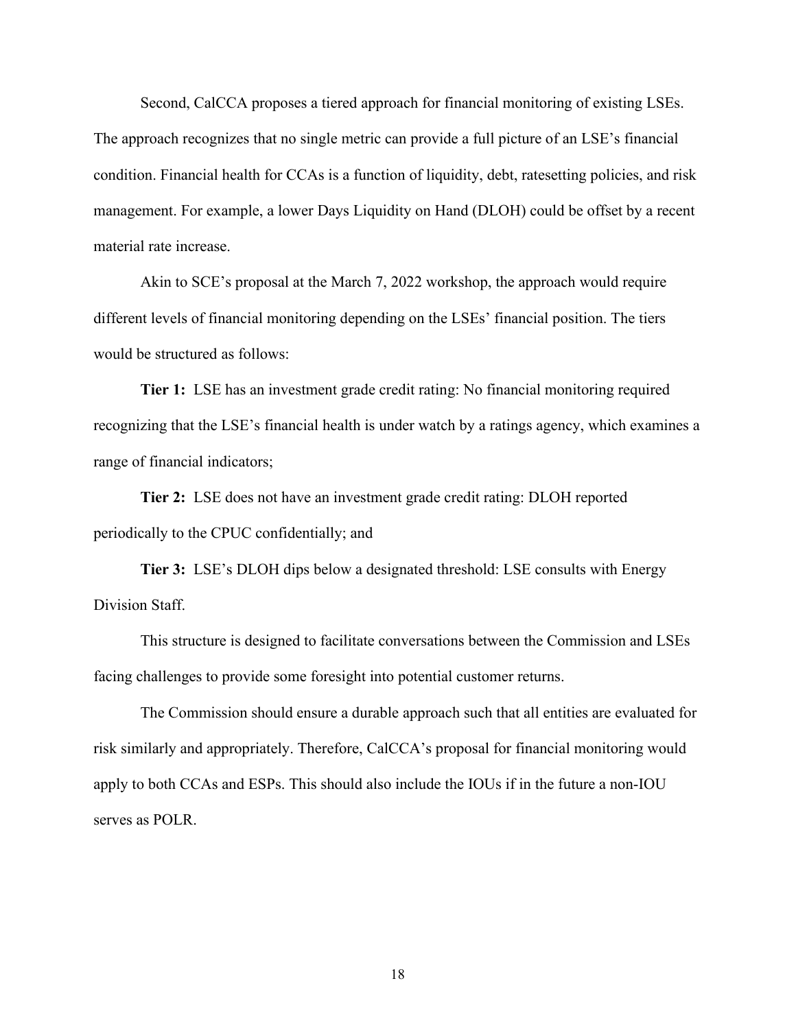Second, CalCCA proposes a tiered approach for financial monitoring of existing LSEs. The approach recognizes that no single metric can provide a full picture of an LSE's financial condition. Financial health for CCAs is a function of liquidity, debt, ratesetting policies, and risk management. For example, a lower Days Liquidity on Hand (DLOH) could be offset by a recent material rate increase.

Akin to SCE's proposal at the March 7, 2022 workshop, the approach would require different levels of financial monitoring depending on the LSEs' financial position. The tiers would be structured as follows:

**Tier 1:** LSE has an investment grade credit rating: No financial monitoring required recognizing that the LSE's financial health is under watch by a ratings agency, which examines a range of financial indicators;

**Tier 2:** LSE does not have an investment grade credit rating: DLOH reported periodically to the CPUC confidentially; and

**Tier 3:** LSE's DLOH dips below a designated threshold: LSE consults with Energy Division Staff.

This structure is designed to facilitate conversations between the Commission and LSEs facing challenges to provide some foresight into potential customer returns.

The Commission should ensure a durable approach such that all entities are evaluated for risk similarly and appropriately. Therefore, CalCCA's proposal for financial monitoring would apply to both CCAs and ESPs. This should also include the IOUs if in the future a non-IOU serves as POLR.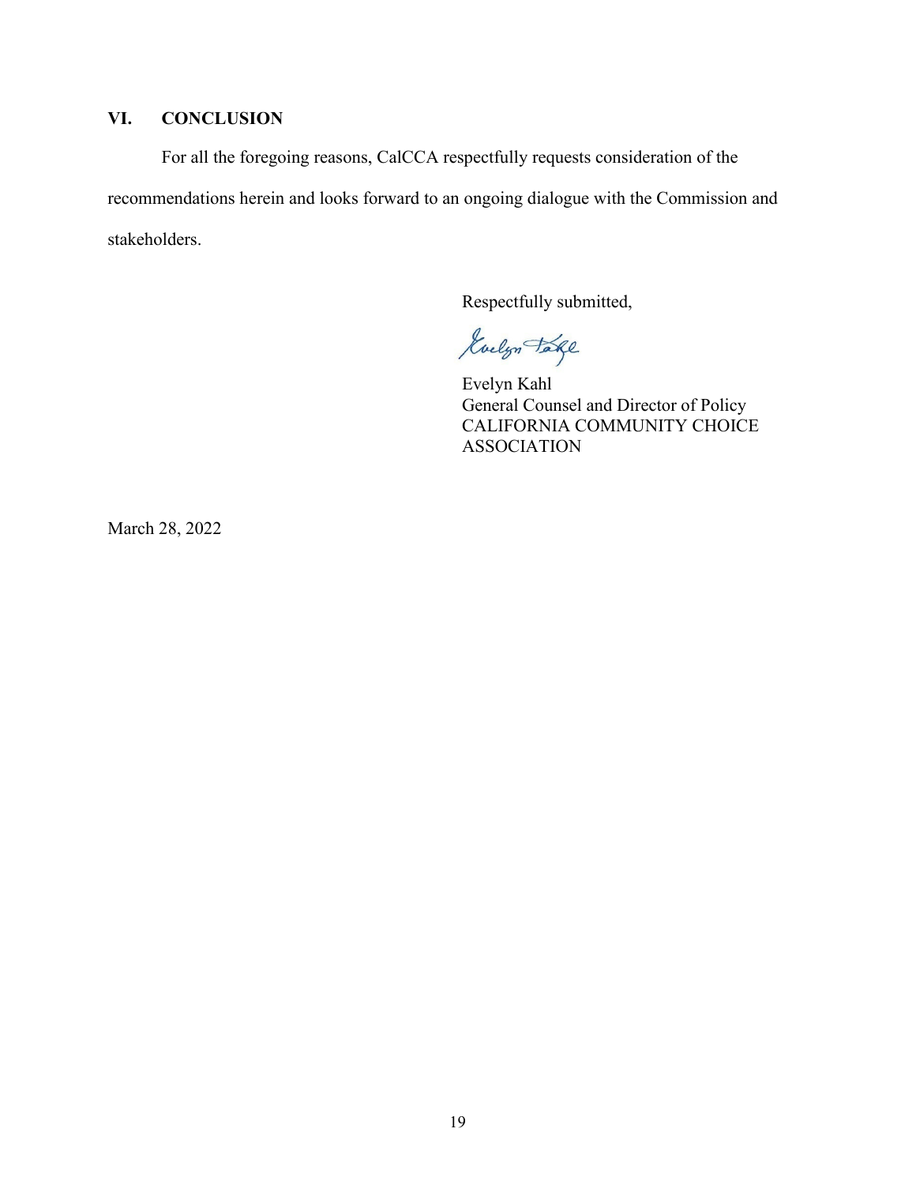## VI. CONCLUSION

For all the foregoing reasons, CalCCA respectfully requests consideration of the recommendations herein and looks forward to an ongoing dialogue with the Commission and stakeholders.

Respectfully submitted,

Evelyn Kahl
General Counsel and Director of Policy
CALIFORNIA COMMUNITY CHOICE ASSOCIATION

March 28, 2022